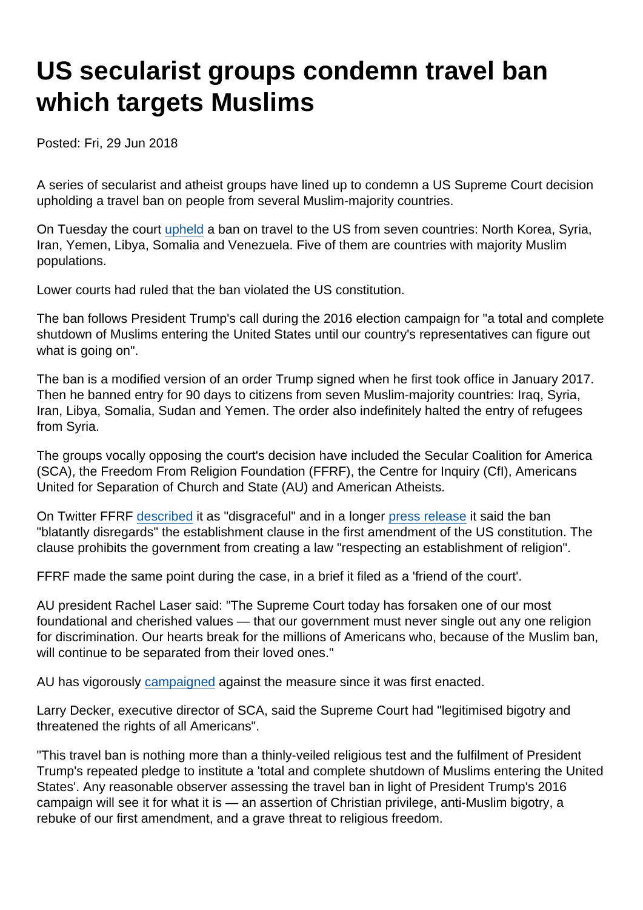# US secularist groups condemn travel ban which targets Muslims

Posted: Fri, 29 Jun 2018

A series of secularist and atheist groups have lined up to condemn a US Supreme Court decision upholding a travel ban on people from several Muslim-majority countries.

On Tuesday the court upheld a ban on travel to the US from seven countries: North Korea, Syria, Iran, Yemen, Libya, Somalia and Venezuela. Five of them are countries with majority Muslim populations.

Lower courts had ruled that the ban violated the US constitution.

The ban follows President Trump's call during the 2016 election campaign for "a total and complete shutdown of Muslims entering the United States until our country's representatives can figure out what is going on".

The ban is a modified version of an order Trump signed when he first took office in January 2017. Then he banned entry for 90 days to citizens from seven Muslim-majority countries: Iraq, Syria, Iran, Libya, Somalia, Sudan and Yemen. The order also indefinitely halted the entry of refugees from Syria.

The groups vocally opposing the court's decision have included the Secular Coalition for America (SCA), the Freedom From Religion Foundation (FFRF), the Centre for Inquiry (CfI), Americans United for Separation of Church and State (AU) and American Atheists.

On Twitter FFRF described it as "disgraceful" and in a longer press release it said the ban "blatantly disregards" the establishment clause in the first amendment of the US constitution. The clause prohibits the government from creating a law "respecting an establishment of religion".

FFRF made the same point during the case, in a brief it filed as a 'friend of the court'.

AU president Rachel Laser said: "The Supreme Court today has forsaken one of our most foundational and cherished values — that our government must never single out any one religion for discrimination. Our hearts break for the millions of Americans who, because of the Muslim ban, will continue to be separated from their loved ones."

AU has vigorously campaigned against the measure since it was first enacted.

Larry Decker, executive director of SCA, said the Supreme Court had "legitimised bigotry and threatened the rights of all Americans".

"This travel ban is nothing more than a thinly-veiled religious test and the fulfilment of President Trump's repeated pledge to institute a 'total and complete shutdown of Muslims entering the United States'. Any reasonable observer assessing the travel ban in light of President Trump's 2016 campaign will see it for what it is — an assertion of Christian privilege, anti-Muslim bigotry, a rebuke of our first amendment, and a grave threat to religious freedom.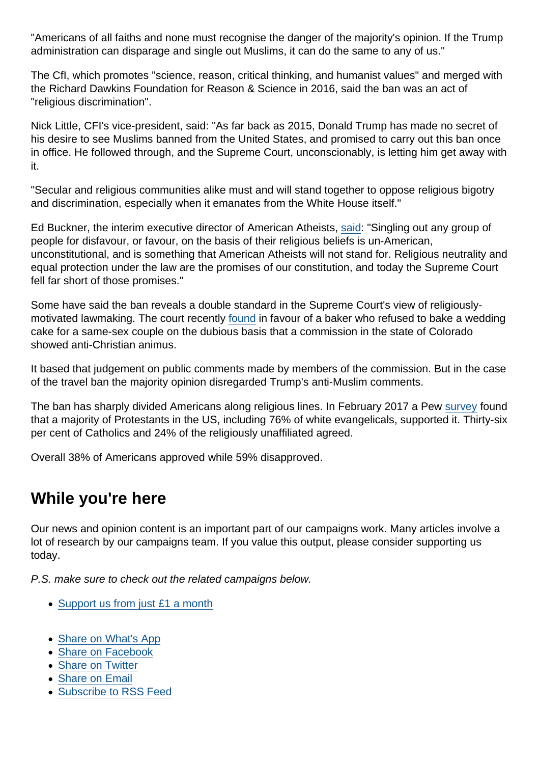"Americans of all faiths and none must recognise the danger of the majority's opinion. If the Trump administration can disparage and single out Muslims, it can do the same to any of us."

The CfI, which promotes "science, reason, critical thinking, and humanist values" and merged with the Richard Dawkins Foundation for Reason & Science in 2016, said the ban was an act of "religious discrimination".

Nick Little, CFI's vice-president, said: "As far back as 2015, Donald Trump has made no secret of his desire to see Muslims banned from the United States, and promised to carry out this ban once in office. He followed through, and the Supreme Court, unconscionably, is letting him get away with it.

"Secular and religious communities alike must and will stand together to oppose religious bigotry and discrimination, especially when it emanates from the White House itself."

Ed Buckner, the interim executive director of American Atheists, said: "Singling out any group of people for disfavour, or favour, on the basis of their religious beliefs is un-American, unconstitutional, and is something that American Atheists will not stand for. Religious neutrality and equal protection under the law are the promises of our constitution, and today the Supreme Court fell far short of those promises."

Some have said the ban reveals a double standard in the Supreme Court's view of religiously-motivated lawmaking. The court recently found in favour of a baker who refused to bake a wedding cake for a same-sex couple on the dubious basis that a commission in the state of Colorado showed anti-Christian animus.

It based that judgement on public comments made by members of the commission. But in the case of the travel ban the majority opinion disregarded Trump's anti-Muslim comments.

The ban has sharply divided Americans along religious lines. In February 2017 a Pew survey found that a majority of Protestants in the US, including 76% of white evangelicals, supported it. Thirty-six per cent of Catholics and 24% of the religiously unaffiliated agreed.

Overall 38% of Americans approved while 59% disapproved.

## While you're here

Our news and opinion content is an important part of our campaigns work. Many articles involve a lot of research by our campaigns team. If you value this output, please consider supporting us today.

*P.S. make sure to check out the related campaigns below.*

- Support us from just £1 a month

- Share on What's App
- Share on Facebook
- Share on Twitter
- Share on Email
- Subscribe to RSS Feed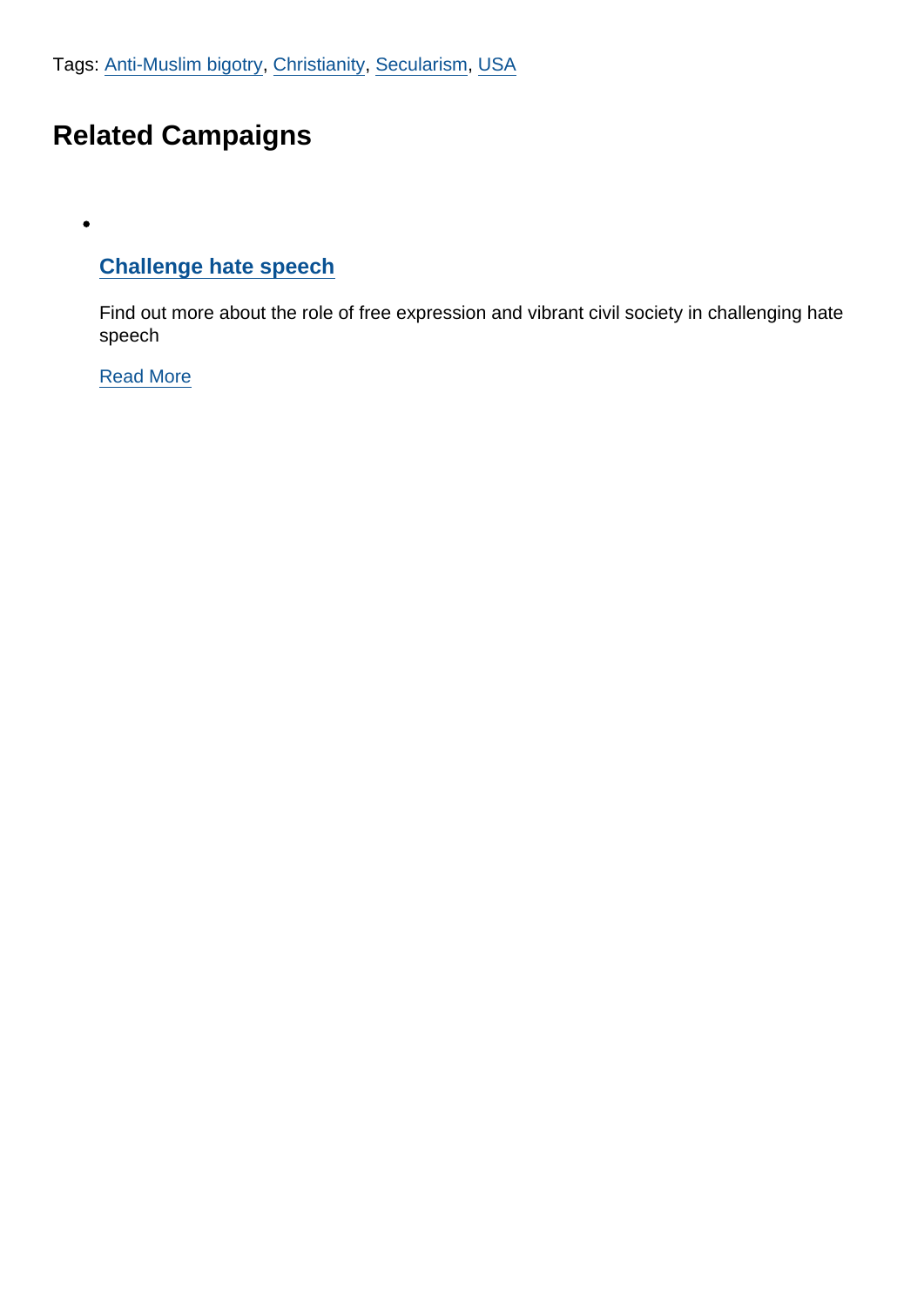Tags: Anti-Muslim bigotry, Christianity, Secularism, USA

## Related Campaigns

- ### Challenge hate speech

  Find out more about the role of free expression and vibrant civil society in challenging hate speech

  Read More